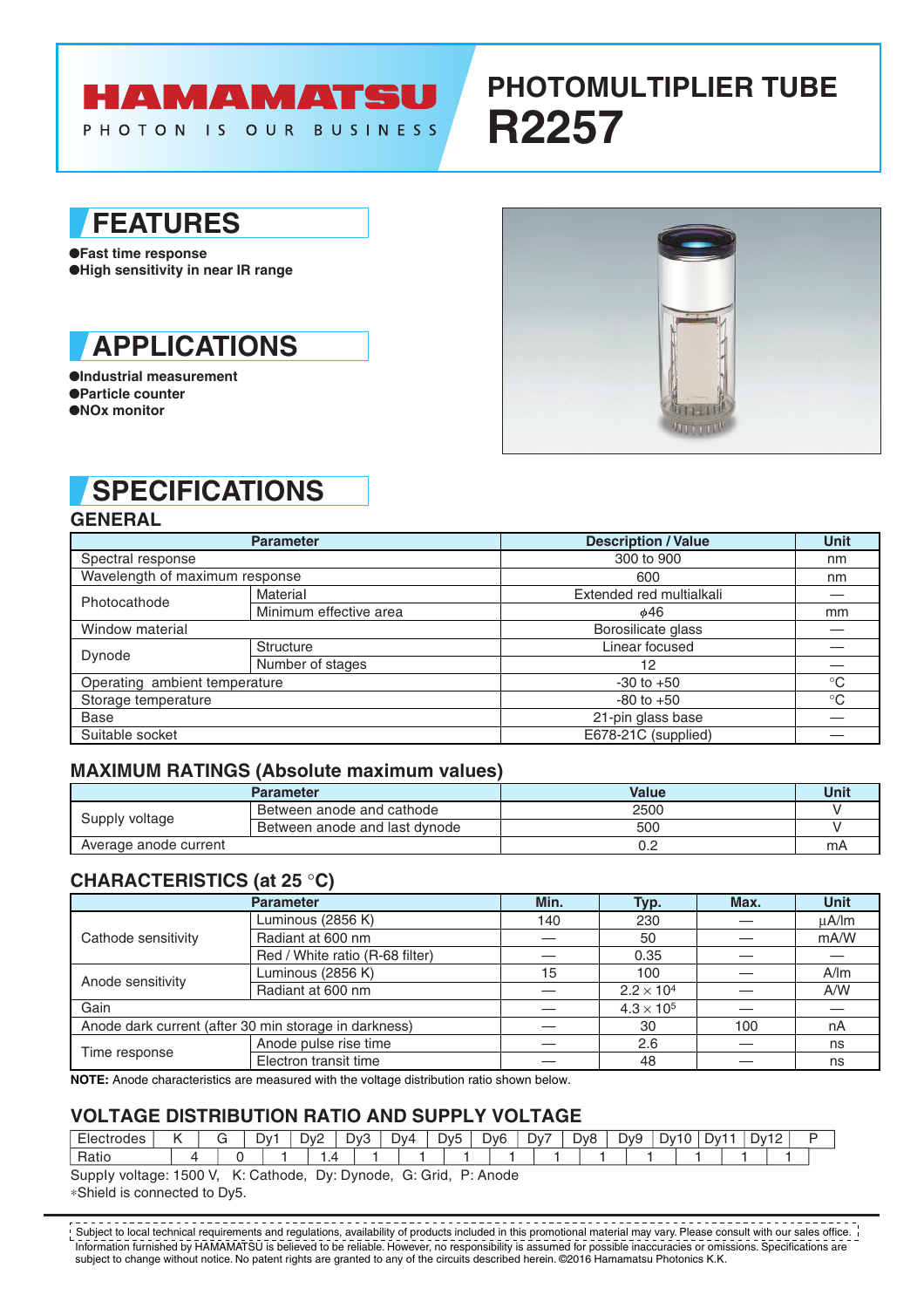HAMAMATSU

PHOTON IS OUR BUSINESS

# PHOTOMULTIPLIER TUBE R2257

## FEATURES

- Fast time response
- High sensitivity in near IR range

## APPLICATIONS

- Industrial measurement
- Particle counter
- NOx monitor

## SPECIFICATIONS

### GENERAL

| Parameter | | Description / Value | Unit |
|---|---|---|---|
| Spectral response | | 300 to 900 | nm |
| Wavelength of maximum response | | 600 | nm |
| Photocathode | Material | Extended red multialkali | — |
| | Minimum effective area | $\phi$46 | mm |
| Window material | | Borosilicate glass | — |
| Dynode | Structure | Linear focused | — |
| | Number of stages | 12 | — |
| Operating ambient temperature | | -30 to +50 | °C |
| Storage temperature | | -80 to +50 | °C |
| Base | | 21-pin glass base | — |
| Suitable socket | | E678-21C (supplied) | — |

### MAXIMUM RATINGS (Absolute maximum values)

| Parameter | | Value | Unit |
|---|---|---|---|
| Supply voltage | Between anode and cathode | 2500 | V |
| | Between anode and last dynode | 500 | V |
| Average anode current | | 0.2 | mA |

### CHARACTERISTICS (at 25 °C)

| Parameter | | Min. | Typ. | Max. | Unit |
|---|---|---|---|---|---|
| Cathode sensitivity | Luminous (2856 K) | 140 | 230 | — | µA/lm |
| | Radiant at 600 nm | — | 50 | — | mA/W |
| | Red / White ratio (R-68 filter) | — | 0.35 | — | — |
| Anode sensitivity | Luminous (2856 K) | 15 | 100 | — | A/lm |
| | Radiant at 600 nm | — | $2.2 \times 10^4$ | — | A/W |
| Gain | | — | $4.3 \times 10^5$ | — | — |
| Anode dark current (after 30 min storage in darkness) | | — | 30 | 100 | nA |
| Time response | Anode pulse rise time | — | 2.6 | — | ns |
| | Electron transit time | — | 48 | — | ns |

**NOTE:** Anode characteristics are measured with the voltage distribution ratio shown below.

### VOLTAGE DISTRIBUTION RATIO AND SUPPLY VOLTAGE

| Electrodes | K | G | Dy1 | Dy2 | Dy3 | Dy4 | Dy5 | Dy6 | Dy7 | Dy8 | Dy9 | Dy10 | Dy11 | Dy12 | P |
|---|---|---|---|---|---|---|---|---|---|---|---|---|---|---|---|
| Ratio | 4 | 0 | 1 | 1.4 | 1 | 1 | 1 | 1 | 1 | 1 | 1 | 1 | 1 | 1 | |

Supply voltage: 1500 V, K: Cathode, Dy: Dynode, G: Grid, P: Anode

*Shield is connected to Dy5.

Subject to local technical requirements and regulations, availability of products included in this promotional material may vary. Please consult with our sales office. Information furnished by HAMAMATSU is believed to be reliable. However, no responsibility is assumed for possible inaccuracies or omissions. Specifications are subject to change without notice. No patent rights are granted to any of the circuits described herein. ©2016 Hamamatsu Photonics K.K.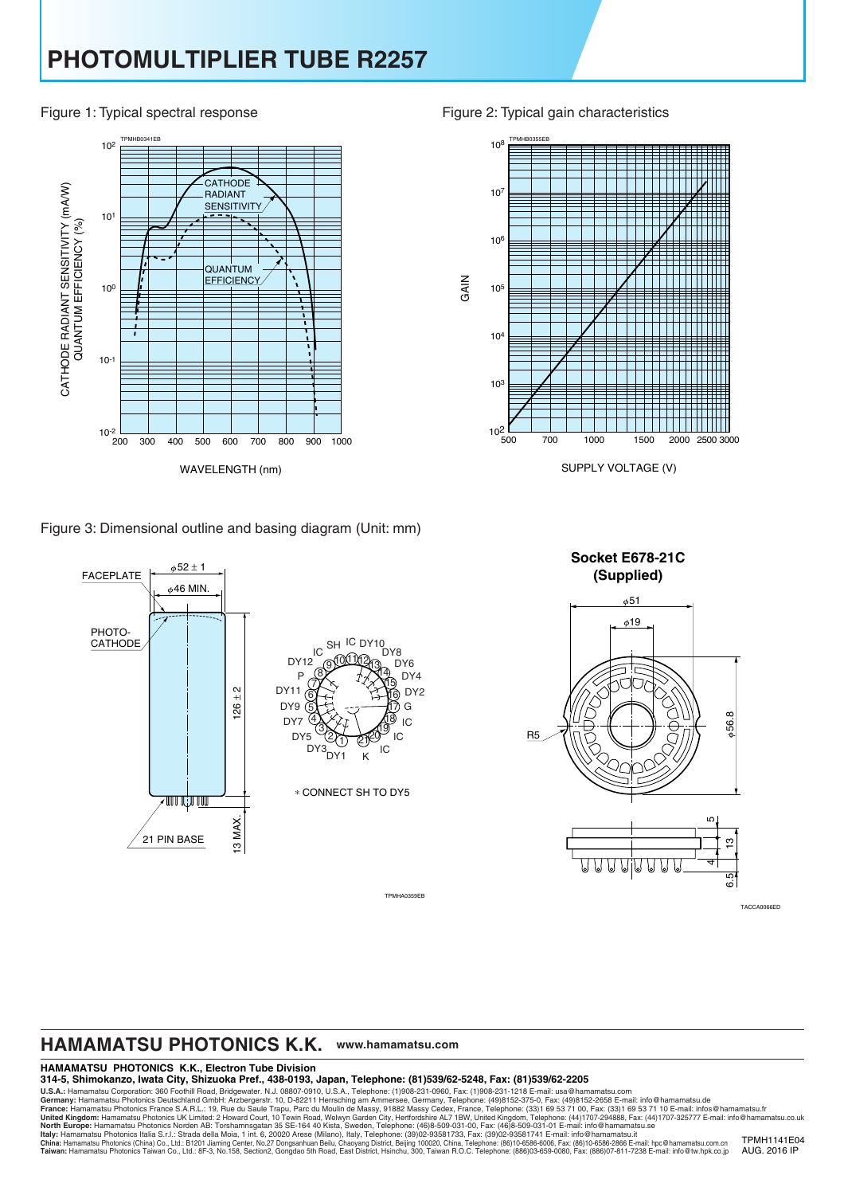# PHOTOMULTIPLIER TUBE R2257

Figure 1: Typical spectral response

TPMHB0341EB

CATHODE RADIANT SENSITIVITY (mA/W)
QUANTUM EFFICIENCY (%)

$10^2$
$10^1$
$10^0$
$10^{-1}$
$10^{-2}$

CATHODE RADIANT SENSITIVITY

QUANTUM EFFICIENCY

200 300 400 500 600 700 800 900 1000

WAVELENGTH (nm)

Figure 2: Typical gain characteristics

TPMHB0355EB

GAIN

$10^8$
$10^7$
$10^6$
$10^5$
$10^4$
$10^3$
$10^2$

500 700 1000 1500 2000 2500 3000

SUPPLY VOLTAGE (V)

Figure 3: Dimensional outline and basing diagram (Unit: mm)

FACEPLATE

$\phi$52 ± 1

$\phi$46 MIN.

PHOTO-CATHODE

126 ± 2

13 MAX.

21 PIN BASE

SH IC DY10 DY8 DY6 DY4 DY2 G IC IC IC K DY1 DY3 DY5 DY7 DY9 DY11 P DY12 IC

\* CONNECT SH TO DY5

TPMHA0359EB

**Socket E678-21C (Supplied)**

$\phi$51

$\phi$19

R5

$\phi$56.8

5

13

4

6.5

TACCA0066ED

## HAMAMATSU PHOTONICS K.K. www.hamamatsu.com

**HAMAMATSU PHOTONICS K.K., Electron Tube Division**
**314-5, Shimokanzo, Iwata City, Shizuoka Pref., 438-0193, Japan, Telephone: (81)539/62-5248, Fax: (81)539/62-2205**

**U.S.A.:** Hamamatsu Corporation: 360 Foothill Road, Bridgewater. N.J. 08807-0910, U.S.A., Telephone: (1)908-231-0960, Fax: (1)908-231-1218 E-mail: usa@hamamatsu.com
**Germany:** Hamamatsu Photonics Deutschland GmbH: Arzbergerstr. 10, D-82211 Herrsching am Ammersee, Germany, Telephone: (49)8152-375-0, Fax: (49)8152-2658 E-mail: info@hamamatsu.de
**France:** Hamamatsu Photonics France S.A.R.L.: 19, Rue du Saule Trapu, Parc du Moulin de Massy, 91882 Massy Cedex, France, Telephone: (33)1 69 53 71 00, Fax: (33)1 69 53 71 10 E-mail: infos@hamamatsu.fr
**United Kingdom:** Hamamatsu Photonics UK Limited: 2 Howard Court, 10 Tewin Road, Welwyn Garden City, Hertfordshire AL7 1BW, United Kingdom, Telephone: (44)1707-294888, Fax: (44)1707-325777 E-mail: info@hamamatsu.co.uk
**North Europe:** Hamamatsu Photonics Norden AB: Torshamnsgatan 35 SE-164 40 Kista, Sweden, Telephone: (46)8-509-031-00, Fax: (46)8-509-031-01 E-mail: info@hamamatsu.se
**Italy:** Hamamatsu Photonics Italia S.r.l.: Strada della Moia, 1 int. 6, 20020 Arese (Milano), Italy, Telephone: (39)02-93581733, Fax: (39)02-93581741 E-mail: info@hamamatsu.it
**China:** Hamamatsu Photonics (China) Co., Ltd.: B1201 Jiaming Center, No.27 Dongsanhuan Beilu, Chaoyang District, Beijing 100020, China, Telephone: (86)10-6586-6006, Fax: (86)10-6586-2866 E-mail: hpc@hamamatsu.com.cn
**Taiwan:** Hamamatsu Photonics Taiwan Co., Ltd.: 8F-3, No.158, Section2, Gongdao 5th Road, East District, Hsinchu, 300, Taiwan R.O.C. Telephone: (886)03-659-0080, Fax: (886)07-811-7238 E-mail: info@tw.hpk.co.jp

TPMH1141E04
AUG. 2016 IP